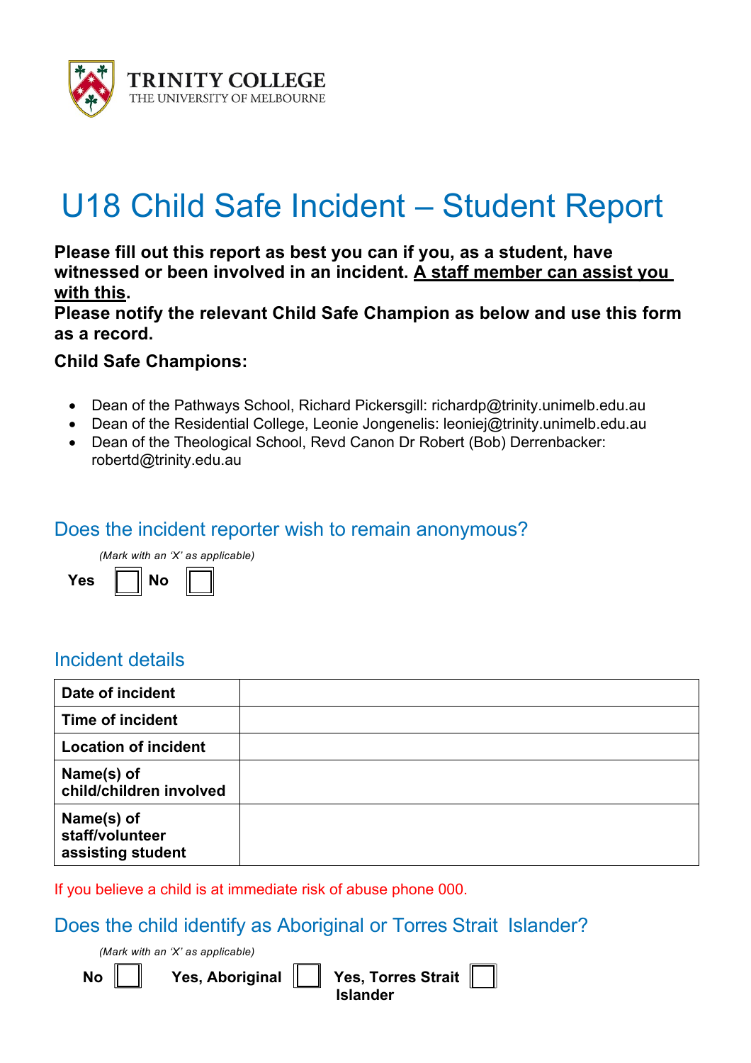**TRINITY COLLEGE**
THE UNIVERSITY OF MELBOURNE

# U18 Child Safe Incident – Student Report

**Please fill out this report as best you can if you, as a student, have witnessed or been involved in an incident. <u>A staff member can assist you with this</u>.**
**Please notify the relevant Child Safe Champion as below and use this form as a record.**

**Child Safe Champions:**

- Dean of the Pathways School, Richard Pickersgill: richardp@trinity.unimelb.edu.au
- Dean of the Residential College, Leonie Jongenelis: leoniej@trinity.unimelb.edu.au
- Dean of the Theological School, Revd Canon Dr Robert (Bob) Derrenbacker: robertd@trinity.edu.au

## Does the incident reporter wish to remain anonymous?

*(Mark with an 'X' as applicable)*

**Yes** ☐ **No** ☐

## Incident details

| | |
|---|---|
| **Date of incident** | |
| **Time of incident** | |
| **Location of incident** | |
| **Name(s) of child/children involved** | |
| **Name(s) of staff/volunteer assisting student** | |

If you believe a child is at immediate risk of abuse phone 000.

## Does the child identify as Aboriginal or Torres Strait Islander?

*(Mark with an 'X' as applicable)*

**No** ☐ **Yes, Aboriginal** ☐ **Yes, Torres Strait Islander** ☐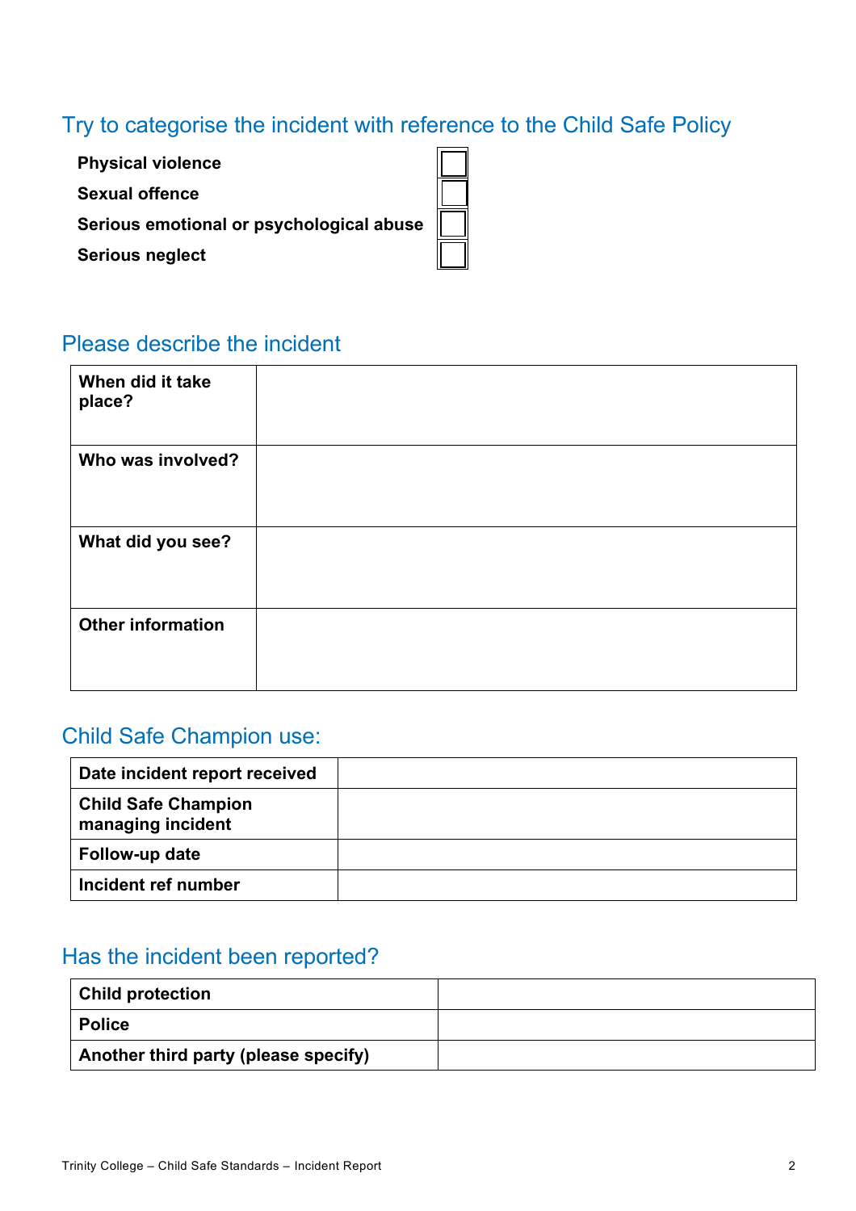## Try to categorise the incident with reference to the Child Safe Policy

| | |
|---|---|
| **Physical violence** | ☐ |
| **Sexual offence** | ☐ |
| **Serious emotional or psychological abuse** | ☐ |
| **Serious neglect** | ☐ |

## Please describe the incident

| | |
|---|---|
| **When did it take place?** | |
| **Who was involved?** | |
| **What did you see?** | |
| **Other information** | |

## Child Safe Champion use:

| | |
|---|---|
| **Date incident report received** | |
| **Child Safe Champion managing incident** | |
| **Follow-up date** | |
| **Incident ref number** | |

## Has the incident been reported?

| | |
|---|---|
| **Child protection** | |
| **Police** | |
| **Another third party (please specify)** | |